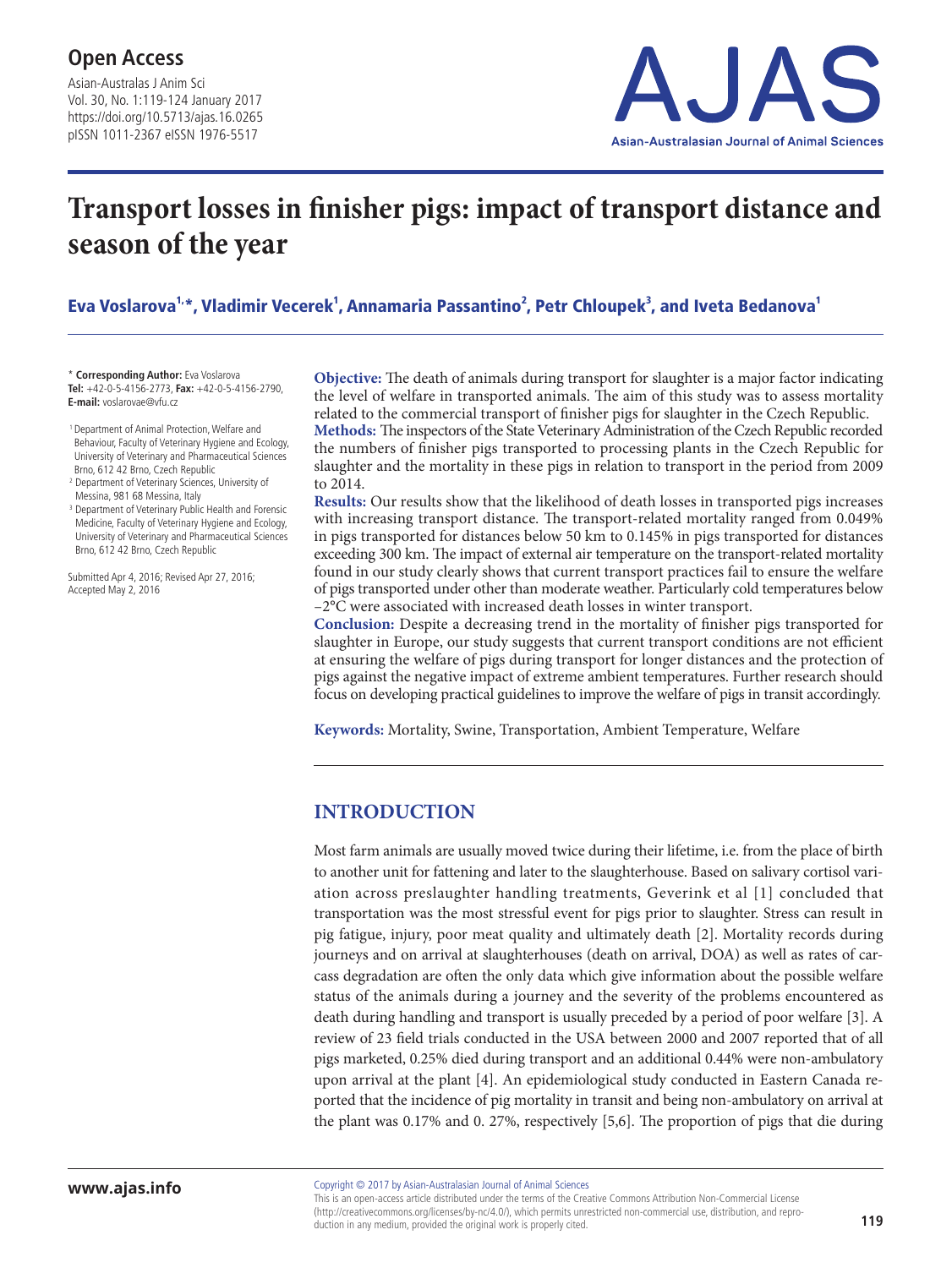# Transport losses in finisher pigs: impact of transport distance and season of the year

**Eva Voslarova[1,*], Vladimir Vecerek[1], Annamaria Passantino[2], Petr Chloupek[3], and Iveta Bedanova[1]**

\* **Corresponding Author:** Eva Voslarova
**Tel:** +42-0-5-4156-2773, **Fax:** +42-0-5-4156-2790,
**E-mail:** voslarovae@vfu.cz

[1] Department of Animal Protection, Welfare and Behaviour, Faculty of Veterinary Hygiene and Ecology, University of Veterinary and Pharmaceutical Sciences Brno, 612 42 Brno, Czech Republic
[2] Department of Veterinary Sciences, University of Messina, 981 68 Messina, Italy
[3] Department of Veterinary Public Health and Forensic Medicine, Faculty of Veterinary Hygiene and Ecology, University of Veterinary and Pharmaceutical Sciences Brno, 612 42 Brno, Czech Republic

Submitted Apr 4, 2016; Revised Apr 27, 2016; Accepted May 2, 2016

**Objective:** The death of animals during transport for slaughter is a major factor indicating the level of welfare in transported animals. The aim of this study was to assess mortality related to the commercial transport of finisher pigs for slaughter in the Czech Republic.
**Methods:** The inspectors of the State Veterinary Administration of the Czech Republic recorded the numbers of finisher pigs transported to processing plants in the Czech Republic for slaughter and the mortality in these pigs in relation to transport in the period from 2009 to 2014.
**Results:** Our results show that the likelihood of death losses in transported pigs increases with increasing transport distance. The transport-related mortality ranged from 0.049% in pigs transported for distances below 50 km to 0.145% in pigs transported for distances exceeding 300 km. The impact of external air temperature on the transport-related mortality found in our study clearly shows that current transport practices fail to ensure the welfare of pigs transported under other than moderate weather. Particularly cold temperatures below −2°C were associated with increased death losses in winter transport.
**Conclusion:** Despite a decreasing trend in the mortality of finisher pigs transported for slaughter in Europe, our study suggests that current transport conditions are not efficient at ensuring the welfare of pigs during transport for longer distances and the protection of pigs against the negative impact of extreme ambient temperatures. Further research should focus on developing practical guidelines to improve the welfare of pigs in transit accordingly.

**Keywords:** Mortality, Swine, Transportation, Ambient Temperature, Welfare

## INTRODUCTION

Most farm animals are usually moved twice during their lifetime, i.e. from the place of birth to another unit for fattening and later to the slaughterhouse. Based on salivary cortisol variation across preslaughter handling treatments, Geverink et al [1] concluded that transportation was the most stressful event for pigs prior to slaughter. Stress can result in pig fatigue, injury, poor meat quality and ultimately death [2]. Mortality records during journeys and on arrival at slaughterhouses (death on arrival, DOA) as well as rates of carcass degradation are often the only data which give information about the possible welfare status of the animals during a journey and the severity of the problems encountered as death during handling and transport is usually preceded by a period of poor welfare [3]. A review of 23 field trials conducted in the USA between 2000 and 2007 reported that of all pigs marketed, 0.25% died during transport and an additional 0.44% were non-ambulatory upon arrival at the plant [4]. An epidemiological study conducted in Eastern Canada reported that the incidence of pig mortality in transit and being non-ambulatory on arrival at the plant was 0.17% and 0. 27%, respectively [5,6]. The proportion of pigs that die during

Copyright © 2017 by Asian-Australasian Journal of Animal Sciences
This is an open-access article distributed under the terms of the Creative Commons Attribution Non-Commercial License (http://creativecommons.org/licenses/by-nc/4.0/), which permits unrestricted non-commercial use, distribution, and reproduction in any medium, provided the original work is properly cited.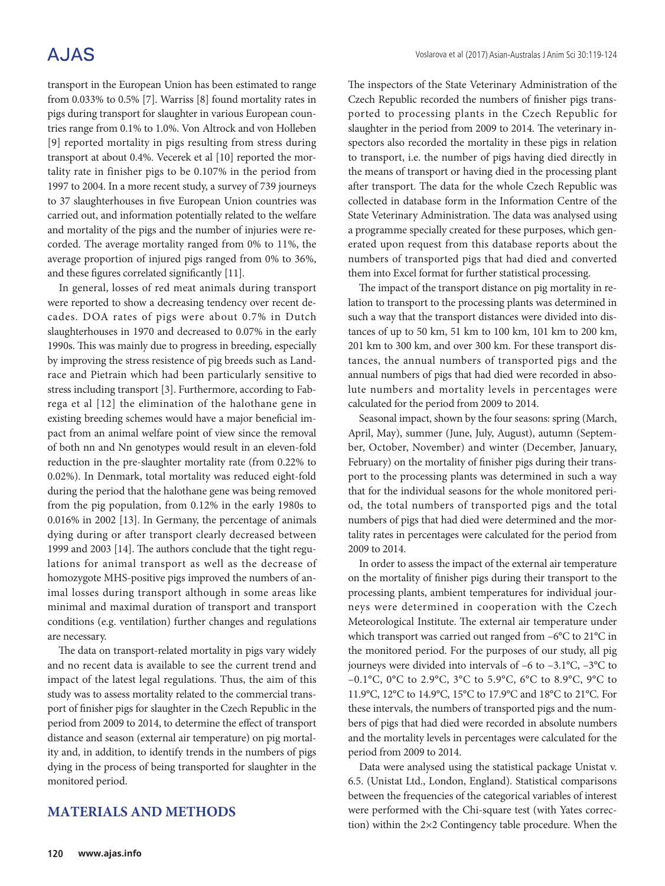transport in the European Union has been estimated to range from 0.033% to 0.5% [7]. Warriss [8] found mortality rates in pigs during transport for slaughter in various European countries range from 0.1% to 1.0%. Von Altrock and von Holleben [9] reported mortality in pigs resulting from stress during transport at about 0.4%. Vecerek et al [10] reported the mortality rate in finisher pigs to be 0.107% in the period from 1997 to 2004. In a more recent study, a survey of 739 journeys to 37 slaughterhouses in five European Union countries was carried out, and information potentially related to the welfare and mortality of the pigs and the number of injuries were recorded. The average mortality ranged from 0% to 11%, the average proportion of injured pigs ranged from 0% to 36%, and these figures correlated significantly [11].

In general, losses of red meat animals during transport were reported to show a decreasing tendency over recent decades. DOA rates of pigs were about 0.7% in Dutch slaughterhouses in 1970 and decreased to 0.07% in the early 1990s. This was mainly due to progress in breeding, especially by improving the stress resistence of pig breeds such as Landrace and Pietrain which had been particularly sensitive to stress including transport [3]. Furthermore, according to Fabrega et al [12] the elimination of the halothane gene in existing breeding schemes would have a major beneficial impact from an animal welfare point of view since the removal of both nn and Nn genotypes would result in an eleven-fold reduction in the pre-slaughter mortality rate (from 0.22% to 0.02%). In Denmark, total mortality was reduced eight-fold during the period that the halothane gene was being removed from the pig population, from 0.12% in the early 1980s to 0.016% in 2002 [13]. In Germany, the percentage of animals dying during or after transport clearly decreased between 1999 and 2003 [14]. The authors conclude that the tight regulations for animal transport as well as the decrease of homozygote MHS-positive pigs improved the numbers of animal losses during transport although in some areas like minimal and maximal duration of transport and transport conditions (e.g. ventilation) further changes and regulations are necessary.

The data on transport-related mortality in pigs vary widely and no recent data is available to see the current trend and impact of the latest legal regulations. Thus, the aim of this study was to assess mortality related to the commercial transport of finisher pigs for slaughter in the Czech Republic in the period from 2009 to 2014, to determine the effect of transport distance and season (external air temperature) on pig mortality and, in addition, to identify trends in the numbers of pigs dying in the process of being transported for slaughter in the monitored period.

## MATERIALS AND METHODS

The inspectors of the State Veterinary Administration of the Czech Republic recorded the numbers of finisher pigs transported to processing plants in the Czech Republic for slaughter in the period from 2009 to 2014. The veterinary inspectors also recorded the mortality in these pigs in relation to transport, i.e. the number of pigs having died directly in the means of transport or having died in the processing plant after transport. The data for the whole Czech Republic was collected in database form in the Information Centre of the State Veterinary Administration. The data was analysed using a programme specially created for these purposes, which generated upon request from this database reports about the numbers of transported pigs that had died and converted them into Excel format for further statistical processing.

The impact of the transport distance on pig mortality in relation to transport to the processing plants was determined in such a way that the transport distances were divided into distances of up to 50 km, 51 km to 100 km, 101 km to 200 km, 201 km to 300 km, and over 300 km. For these transport distances, the annual numbers of transported pigs and the annual numbers of pigs that had died were recorded in absolute numbers and mortality levels in percentages were calculated for the period from 2009 to 2014.

Seasonal impact, shown by the four seasons: spring (March, April, May), summer (June, July, August), autumn (September, October, November) and winter (December, January, February) on the mortality of finisher pigs during their transport to the processing plants was determined in such a way that for the individual seasons for the whole monitored period, the total numbers of transported pigs and the total numbers of pigs that had died were determined and the mortality rates in percentages were calculated for the period from 2009 to 2014.

In order to assess the impact of the external air temperature on the mortality of finisher pigs during their transport to the processing plants, ambient temperatures for individual journeys were determined in cooperation with the Czech Meteorological Institute. The external air temperature under which transport was carried out ranged from −6°C to 21°C in the monitored period. For the purposes of our study, all pig journeys were divided into intervals of −6 to −3.1°C, −3°C to −0.1°C, 0°C to 2.9°C, 3°C to 5.9°C, 6°C to 8.9°C, 9°C to 11.9°C, 12°C to 14.9°C, 15°C to 17.9°C and 18°C to 21°C. For these intervals, the numbers of transported pigs and the numbers of pigs that had died were recorded in absolute numbers and the mortality levels in percentages were calculated for the period from 2009 to 2014.

Data were analysed using the statistical package Unistat v. 6.5. (Unistat Ltd., London, England). Statistical comparisons between the frequencies of the categorical variables of interest were performed with the Chi-square test (with Yates correction) within the 2×2 Contingency table procedure. When the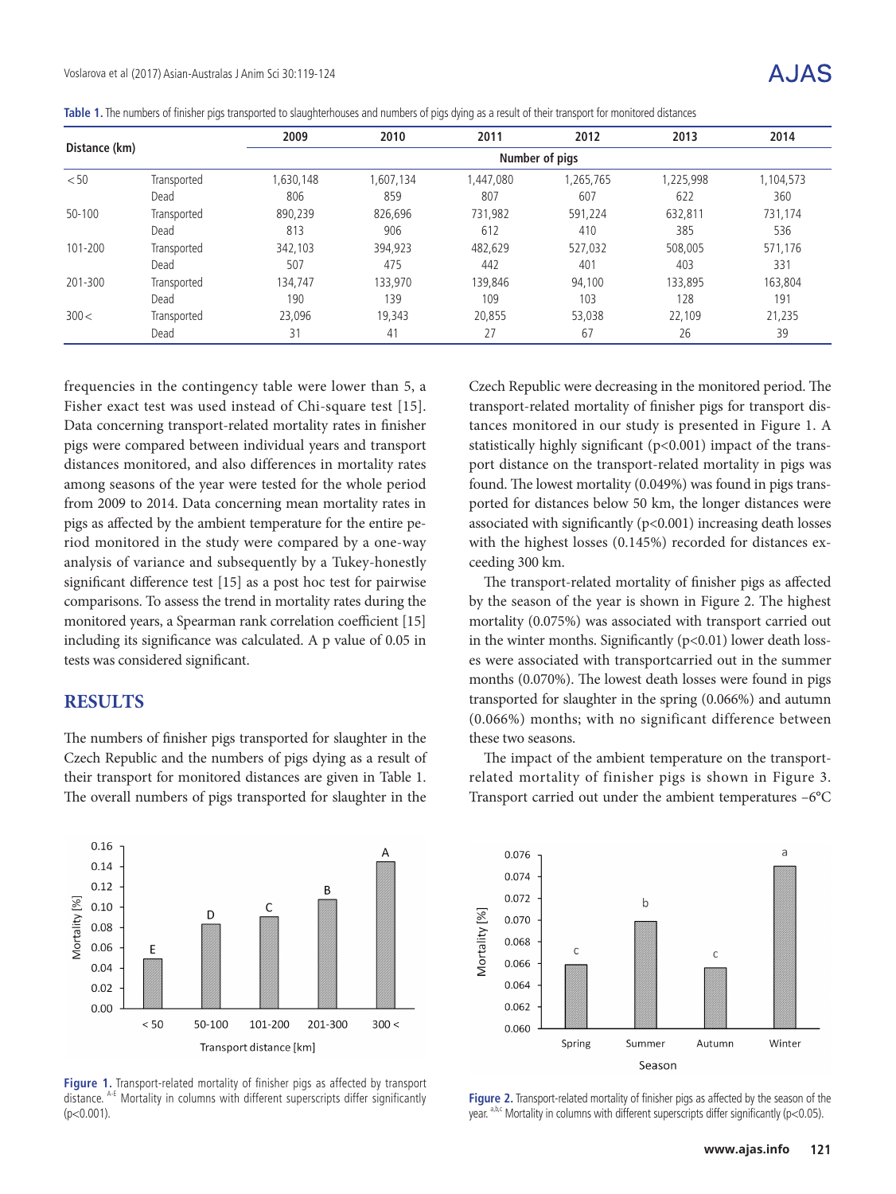**Table 1.** The numbers of finisher pigs transported to slaughterhouses and numbers of pigs dying as a result of their transport for monitored distances

| Distance (km) | | 2009 | 2010 | 2011 | 2012 | 2013 | 2014 |
|---|---|---|---|---|---|---|---|
| | | Number of pigs | | | | | |
| <50 | Transported | 1,630,148 | 1,607,134 | 1,447,080 | 1,265,765 | 1,225,998 | 1,104,573 |
| | Dead | 806 | 859 | 807 | 607 | 622 | 360 |
| 50-100 | Transported | 890,239 | 826,696 | 731,982 | 591,224 | 632,811 | 731,174 |
| | Dead | 813 | 906 | 612 | 410 | 385 | 536 |
| 101-200 | Transported | 342,103 | 394,923 | 482,629 | 527,032 | 508,005 | 571,176 |
| | Dead | 507 | 475 | 442 | 401 | 403 | 331 |
| 201-300 | Transported | 134,747 | 133,970 | 139,846 | 94,100 | 133,895 | 163,804 |
| | Dead | 190 | 139 | 109 | 103 | 128 | 191 |
| 300< | Transported | 23,096 | 19,343 | 20,855 | 53,038 | 22,109 | 21,235 |
| | Dead | 31 | 41 | 27 | 67 | 26 | 39 |

frequencies in the contingency table were lower than 5, a Fisher exact test was used instead of Chi-square test [15]. Data concerning transport-related mortality rates in finisher pigs were compared between individual years and transport distances monitored, and also differences in mortality rates among seasons of the year were tested for the whole period from 2009 to 2014. Data concerning mean mortality rates in pigs as affected by the ambient temperature for the entire period monitored in the study were compared by a one-way analysis of variance and subsequently by a Tukey-honestly significant difference test [15] as a post hoc test for pairwise comparisons. To assess the trend in mortality rates during the monitored years, a Spearman rank correlation coefficient [15] including its significance was calculated. A p value of 0.05 in tests was considered significant.

## RESULTS

The numbers of finisher pigs transported for slaughter in the Czech Republic and the numbers of pigs dying as a result of their transport for monitored distances are given in Table 1. The overall numbers of pigs transported for slaughter in the Czech Republic were decreasing in the monitored period. The transport-related mortality of finisher pigs for transport distances monitored in our study is presented in Figure 1. A statistically highly significant ($p<0.001$) impact of the transport distance on the transport-related mortality in pigs was found. The lowest mortality (0.049%) was found in pigs transported for distances below 50 km, the longer distances were associated with significantly ($p<0.001$) increasing death losses with the highest losses (0.145%) recorded for distances exceeding 300 km.

The transport-related mortality of finisher pigs as affected by the season of the year is shown in Figure 2. The highest mortality (0.075%) was associated with transport carried out in the winter months. Significantly ($p<0.01$) lower death losses were associated with transportcarried out in the summer months (0.070%). The lowest death losses were found in pigs transported for slaughter in the spring (0.066%) and autumn (0.066%) months; with no significant difference between these two seasons.

The impact of the ambient temperature on the transport-related mortality of finisher pigs is shown in Figure 3. Transport carried out under the ambient temperatures −6°C

**Figure 1.** Transport-related mortality of finisher pigs as affected by transport distance. [A-E] Mortality in columns with different superscripts differ significantly ($p<0.001$).

**Figure 2.** Transport-related mortality of finisher pigs as affected by the season of the year. [a,b,c] Mortality in columns with different superscripts differ significantly ($p<0.05$).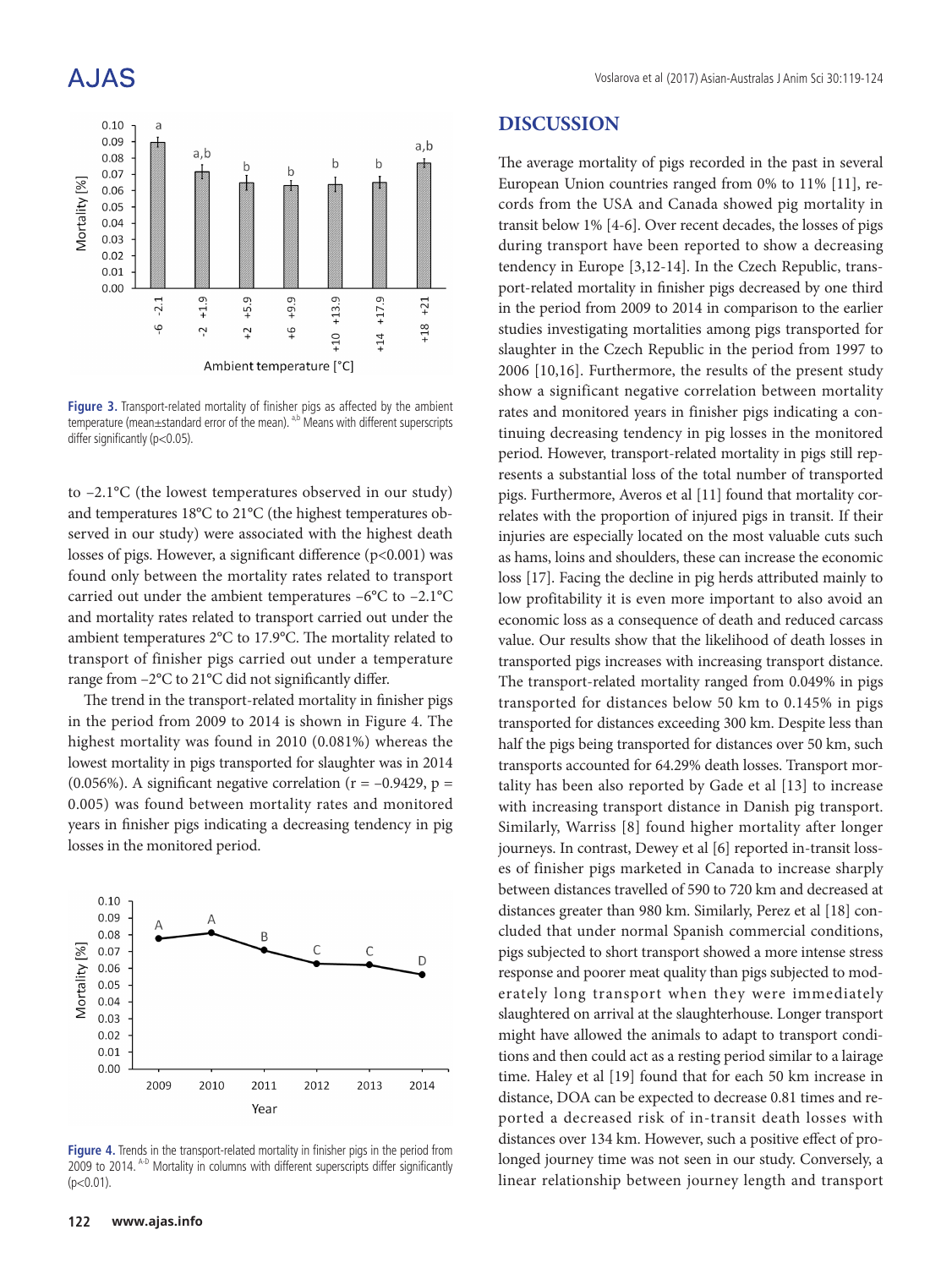Figure 3. Transport-related mortality of finisher pigs as affected by the ambient temperature (mean±standard error of the mean). [a,b] Means with different superscripts differ significantly (p<0.05).

to −2.1°C (the lowest temperatures observed in our study) and temperatures 18°C to 21°C (the highest temperatures observed in our study) were associated with the highest death losses of pigs. However, a significant difference ($p<0.001$) was found only between the mortality rates related to transport carried out under the ambient temperatures −6°C to −2.1°C and mortality rates related to transport carried out under the ambient temperatures 2°C to 17.9°C. The mortality related to transport of finisher pigs carried out under a temperature range from −2°C to 21°C did not significantly differ.

The trend in the transport-related mortality in finisher pigs in the period from 2009 to 2014 is shown in Figure 4. The highest mortality was found in 2010 (0.081%) whereas the lowest mortality in pigs transported for slaughter was in 2014 (0.056%). A significant negative correlation ($r = -0.9429$, $p = 0.005$) was found between mortality rates and monitored years in finisher pigs indicating a decreasing tendency in pig losses in the monitored period.

Figure 4. Trends in the transport-related mortality in finisher pigs in the period from 2009 to 2014. [A-D] Mortality in columns with different superscripts differ significantly (p<0.01).

## DISCUSSION

The average mortality of pigs recorded in the past in several European Union countries ranged from 0% to 11% [11], records from the USA and Canada showed pig mortality in transit below 1% [4-6]. Over recent decades, the losses of pigs during transport have been reported to show a decreasing tendency in Europe [3,12-14]. In the Czech Republic, transport-related mortality in finisher pigs decreased by one third in the period from 2009 to 2014 in comparison to the earlier studies investigating mortalities among pigs transported for slaughter in the Czech Republic in the period from 1997 to 2006 [10,16]. Furthermore, the results of the present study show a significant negative correlation between mortality rates and monitored years in finisher pigs indicating a continuing decreasing tendency in pig losses in the monitored period. However, transport-related mortality in pigs still represents a substantial loss of the total number of transported pigs. Furthermore, Averos et al [11] found that mortality correlates with the proportion of injured pigs in transit. If their injuries are especially located on the most valuable cuts such as hams, loins and shoulders, these can increase the economic loss [17]. Facing the decline in pig herds attributed mainly to low profitability it is even more important to also avoid an economic loss as a consequence of death and reduced carcass value. Our results show that the likelihood of death losses in transported pigs increases with increasing transport distance. The transport-related mortality ranged from 0.049% in pigs transported for distances below 50 km to 0.145% in pigs transported for distances exceeding 300 km. Despite less than half the pigs being transported for distances over 50 km, such transports accounted for 64.29% death losses. Transport mortality has been also reported by Gade et al [13] to increase with increasing transport distance in Danish pig transport. Similarly, Warriss [8] found higher mortality after longer journeys. In contrast, Dewey et al [6] reported in-transit losses of finisher pigs marketed in Canada to increase sharply between distances travelled of 590 to 720 km and decreased at distances greater than 980 km. Similarly, Perez et al [18] concluded that under normal Spanish commercial conditions, pigs subjected to short transport showed a more intense stress response and poorer meat quality than pigs subjected to moderately long transport when they were immediately slaughtered on arrival at the slaughterhouse. Longer transport might have allowed the animals to adapt to transport conditions and then could act as a resting period similar to a lairage time. Haley et al [19] found that for each 50 km increase in distance, DOA can be expected to decrease 0.81 times and reported a decreased risk of in-transit death losses with distances over 134 km. However, such a positive effect of prolonged journey time was not seen in our study. Conversely, a linear relationship between journey length and transport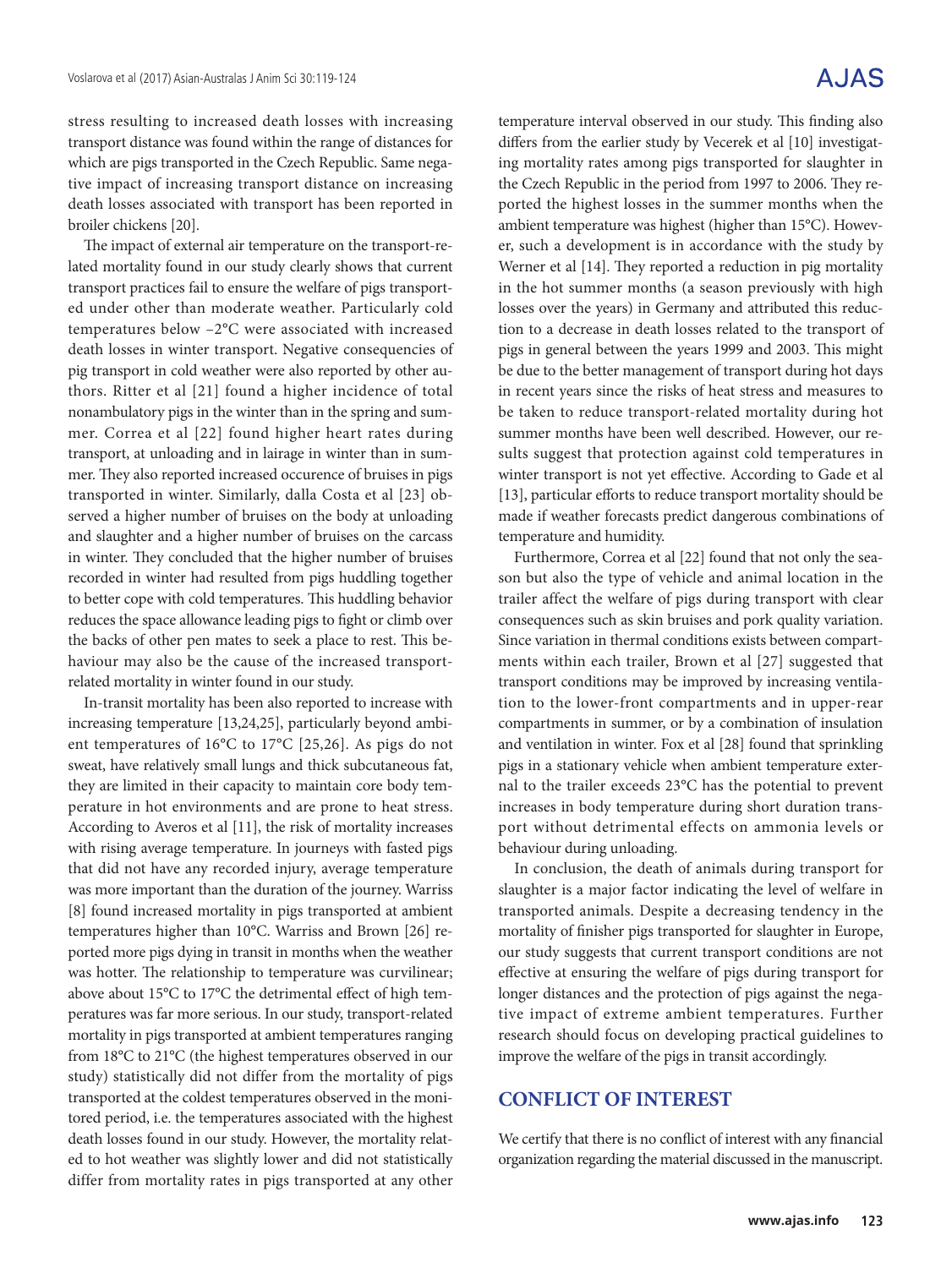stress resulting to increased death losses with increasing transport distance was found within the range of distances for which are pigs transported in the Czech Republic. Same negative impact of increasing transport distance on increasing death losses associated with transport has been reported in broiler chickens [20].

The impact of external air temperature on the transport-related mortality found in our study clearly shows that current transport practices fail to ensure the welfare of pigs transported under other than moderate weather. Particularly cold temperatures below −2°C were associated with increased death losses in winter transport. Negative consequencies of pig transport in cold weather were also reported by other authors. Ritter et al [21] found a higher incidence of total nonambulatory pigs in the winter than in the spring and summer. Correa et al [22] found higher heart rates during transport, at unloading and in lairage in winter than in summer. They also reported increased occurence of bruises in pigs transported in winter. Similarly, dalla Costa et al [23] observed a higher number of bruises on the body at unloading and slaughter and a higher number of bruises on the carcass in winter. They concluded that the higher number of bruises recorded in winter had resulted from pigs huddling together to better cope with cold temperatures. This huddling behavior reduces the space allowance leading pigs to fight or climb over the backs of other pen mates to seek a place to rest. This behaviour may also be the cause of the increased transport-related mortality in winter found in our study.

In-transit mortality has been also reported to increase with increasing temperature [13,24,25], particularly beyond ambient temperatures of 16°C to 17°C [25,26]. As pigs do not sweat, have relatively small lungs and thick subcutaneous fat, they are limited in their capacity to maintain core body temperature in hot environments and are prone to heat stress. According to Averos et al [11], the risk of mortality increases with rising average temperature. In journeys with fasted pigs that did not have any recorded injury, average temperature was more important than the duration of the journey. Warriss [8] found increased mortality in pigs transported at ambient temperatures higher than 10°C. Warriss and Brown [26] reported more pigs dying in transit in months when the weather was hotter. The relationship to temperature was curvilinear; above about 15°C to 17°C the detrimental effect of high temperatures was far more serious. In our study, transport-related mortality in pigs transported at ambient temperatures ranging from 18°C to 21°C (the highest temperatures observed in our study) statistically did not differ from the mortality of pigs transported at the coldest temperatures observed in the monitored period, i.e. the temperatures associated with the highest death losses found in our study. However, the mortality related to hot weather was slightly lower and did not statistically differ from mortality rates in pigs transported at any other temperature interval observed in our study. This finding also differs from the earlier study by Vecerek et al [10] investigating mortality rates among pigs transported for slaughter in the Czech Republic in the period from 1997 to 2006. They reported the highest losses in the summer months when the ambient temperature was highest (higher than 15°C). However, such a development is in accordance with the study by Werner et al [14]. They reported a reduction in pig mortality in the hot summer months (a season previously with high losses over the years) in Germany and attributed this reduction to a decrease in death losses related to the transport of pigs in general between the years 1999 and 2003. This might be due to the better management of transport during hot days in recent years since the risks of heat stress and measures to be taken to reduce transport-related mortality during hot summer months have been well described. However, our results suggest that protection against cold temperatures in winter transport is not yet effective. According to Gade et al [13], particular efforts to reduce transport mortality should be made if weather forecasts predict dangerous combinations of temperature and humidity.

Furthermore, Correa et al [22] found that not only the season but also the type of vehicle and animal location in the trailer affect the welfare of pigs during transport with clear consequences such as skin bruises and pork quality variation. Since variation in thermal conditions exists between compartments within each trailer, Brown et al [27] suggested that transport conditions may be improved by increasing ventilation to the lower-front compartments and in upper-rear compartments in summer, or by a combination of insulation and ventilation in winter. Fox et al [28] found that sprinkling pigs in a stationary vehicle when ambient temperature external to the trailer exceeds 23°C has the potential to prevent increases in body temperature during short duration transport without detrimental effects on ammonia levels or behaviour during unloading.

In conclusion, the death of animals during transport for slaughter is a major factor indicating the level of welfare in transported animals. Despite a decreasing tendency in the mortality of finisher pigs transported for slaughter in Europe, our study suggests that current transport conditions are not effective at ensuring the welfare of pigs during transport for longer distances and the protection of pigs against the negative impact of extreme ambient temperatures. Further research should focus on developing practical guidelines to improve the welfare of the pigs in transit accordingly.

## CONFLICT OF INTEREST

We certify that there is no conflict of interest with any financial organization regarding the material discussed in the manuscript.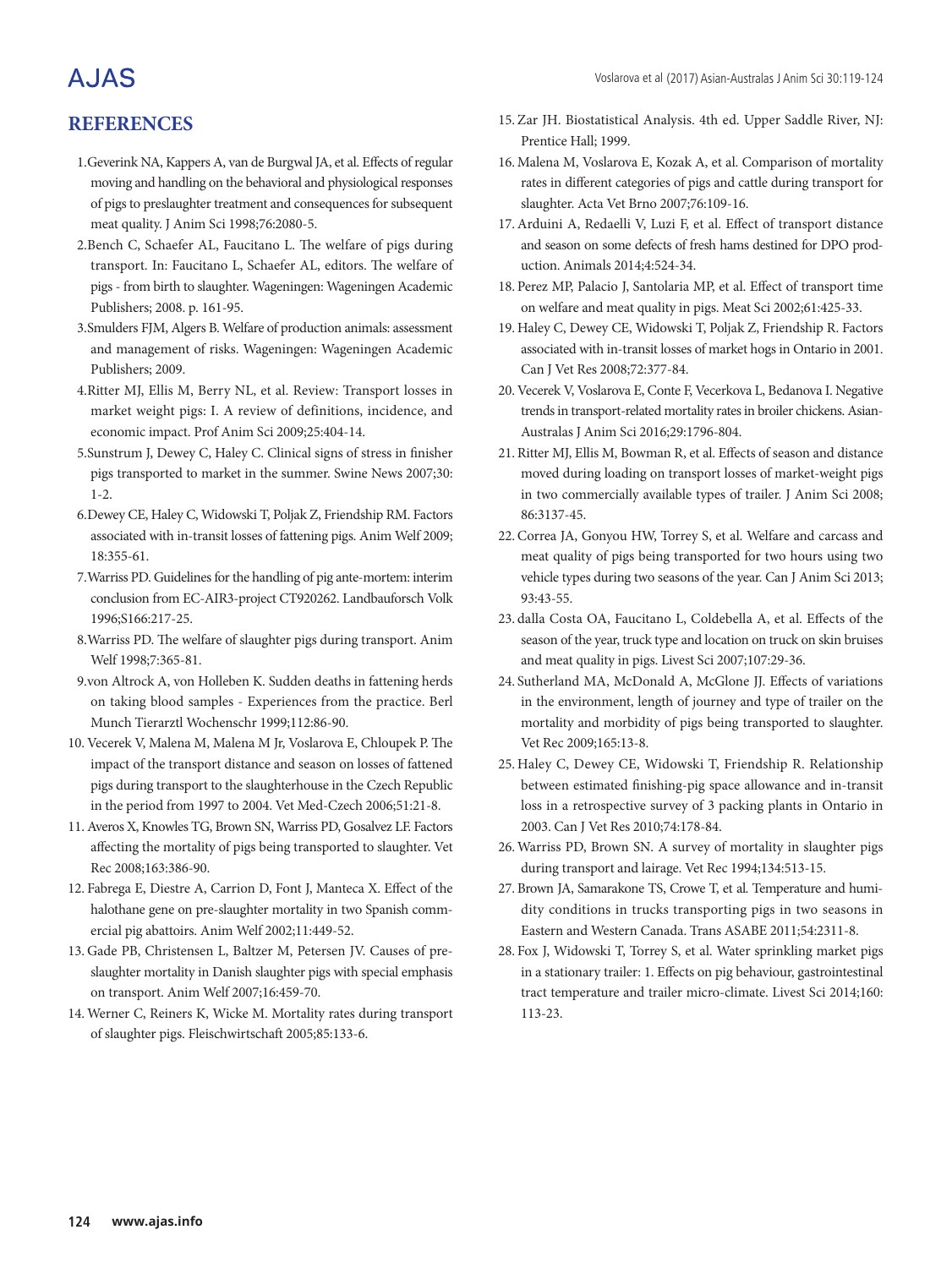## REFERENCES

1. Geverink NA, Kappers A, van de Burgwal JA, et al. Effects of regular moving and handling on the behavioral and physiological responses of pigs to preslaughter treatment and consequences for subsequent meat quality. J Anim Sci 1998;76:2080-5.
2. Bench C, Schaefer AL, Faucitano L. The welfare of pigs during transport. In: Faucitano L, Schaefer AL, editors. The welfare of pigs - from birth to slaughter. Wageningen: Wageningen Academic Publishers; 2008. p. 161-95.
3. Smulders FJM, Algers B. Welfare of production animals: assessment and management of risks. Wageningen: Wageningen Academic Publishers; 2009.
4. Ritter MJ, Ellis M, Berry NL, et al. Review: Transport losses in market weight pigs: I. A review of definitions, incidence, and economic impact. Prof Anim Sci 2009;25:404-14.
5. Sunstrum J, Dewey C, Haley C. Clinical signs of stress in finisher pigs transported to market in the summer. Swine News 2007;30: 1-2.
6. Dewey CE, Haley C, Widowski T, Poljak Z, Friendship RM. Factors associated with in-transit losses of fattening pigs. Anim Welf 2009; 18:355-61.
7. Warriss PD. Guidelines for the handling of pig ante-mortem: interim conclusion from EC-AIR3-project CT920262. Landbauforsch Volk 1996;S166:217-25.
8. Warriss PD. The welfare of slaughter pigs during transport. Anim Welf 1998;7:365-81.
9. von Altrock A, von Holleben K. Sudden deaths in fattening herds on taking blood samples - Experiences from the practice. Berl Munch Tierarztl Wochenschr 1999;112:86-90.
10. Vecerek V, Malena M, Malena M Jr, Voslarova E, Chloupek P. The impact of the transport distance and season on losses of fattened pigs during transport to the slaughterhouse in the Czech Republic in the period from 1997 to 2004. Vet Med-Czech 2006;51:21-8.
11. Averos X, Knowles TG, Brown SN, Warriss PD, Gosalvez LF. Factors affecting the mortality of pigs being transported to slaughter. Vet Rec 2008;163:386-90.
12. Fabrega E, Diestre A, Carrion D, Font J, Manteca X. Effect of the halothane gene on pre-slaughter mortality in two Spanish commercial pig abattoirs. Anim Welf 2002;11:449-52.
13. Gade PB, Christensen L, Baltzer M, Petersen JV. Causes of pre-slaughter mortality in Danish slaughter pigs with special emphasis on transport. Anim Welf 2007;16:459-70.
14. Werner C, Reiners K, Wicke M. Mortality rates during transport of slaughter pigs. Fleischwirtschaft 2005;85:133-6.
15. Zar JH. Biostatistical Analysis. 4th ed. Upper Saddle River, NJ: Prentice Hall; 1999.
16. Malena M, Voslarova E, Kozak A, et al. Comparison of mortality rates in different categories of pigs and cattle during transport for slaughter. Acta Vet Brno 2007;76:109-16.
17. Arduini A, Redaelli V, Luzi F, et al. Effect of transport distance and season on some defects of fresh hams destined for DPO production. Animals 2014;4:524-34.
18. Perez MP, Palacio J, Santolaria MP, et al. Effect of transport time on welfare and meat quality in pigs. Meat Sci 2002;61:425-33.
19. Haley C, Dewey CE, Widowski T, Poljak Z, Friendship R. Factors associated with in-transit losses of market hogs in Ontario in 2001. Can J Vet Res 2008;72:377-84.
20. Vecerek V, Voslarova E, Conte F, Vecerkova L, Bedanova I. Negative trends in transport-related mortality rates in broiler chickens. Asian-Australas J Anim Sci 2016;29:1796-804.
21. Ritter MJ, Ellis M, Bowman R, et al. Effects of season and distance moved during loading on transport losses of market-weight pigs in two commercially available types of trailer. J Anim Sci 2008; 86:3137-45.
22. Correa JA, Gonyou HW, Torrey S, et al. Welfare and carcass and meat quality of pigs being transported for two hours using two vehicle types during two seasons of the year. Can J Anim Sci 2013; 93:43-55.
23. dalla Costa OA, Faucitano L, Coldebella A, et al. Effects of the season of the year, truck type and location on truck on skin bruises and meat quality in pigs. Livest Sci 2007;107:29-36.
24. Sutherland MA, McDonald A, McGlone JJ. Effects of variations in the environment, length of journey and type of trailer on the mortality and morbidity of pigs being transported to slaughter. Vet Rec 2009;165:13-8.
25. Haley C, Dewey CE, Widowski T, Friendship R. Relationship between estimated finishing-pig space allowance and in-transit loss in a retrospective survey of 3 packing plants in Ontario in 2003. Can J Vet Res 2010;74:178-84.
26. Warriss PD, Brown SN. A survey of mortality in slaughter pigs during transport and lairage. Vet Rec 1994;134:513-15.
27. Brown JA, Samarakone TS, Crowe T, et al. Temperature and humidity conditions in trucks transporting pigs in two seasons in Eastern and Western Canada. Trans ASABE 2011;54:2311-8.
28. Fox J, Widowski T, Torrey S, et al. Water sprinkling market pigs in a stationary trailer: 1. Effects on pig behaviour, gastrointestinal tract temperature and trailer micro-climate. Livest Sci 2014;160: 113-23.